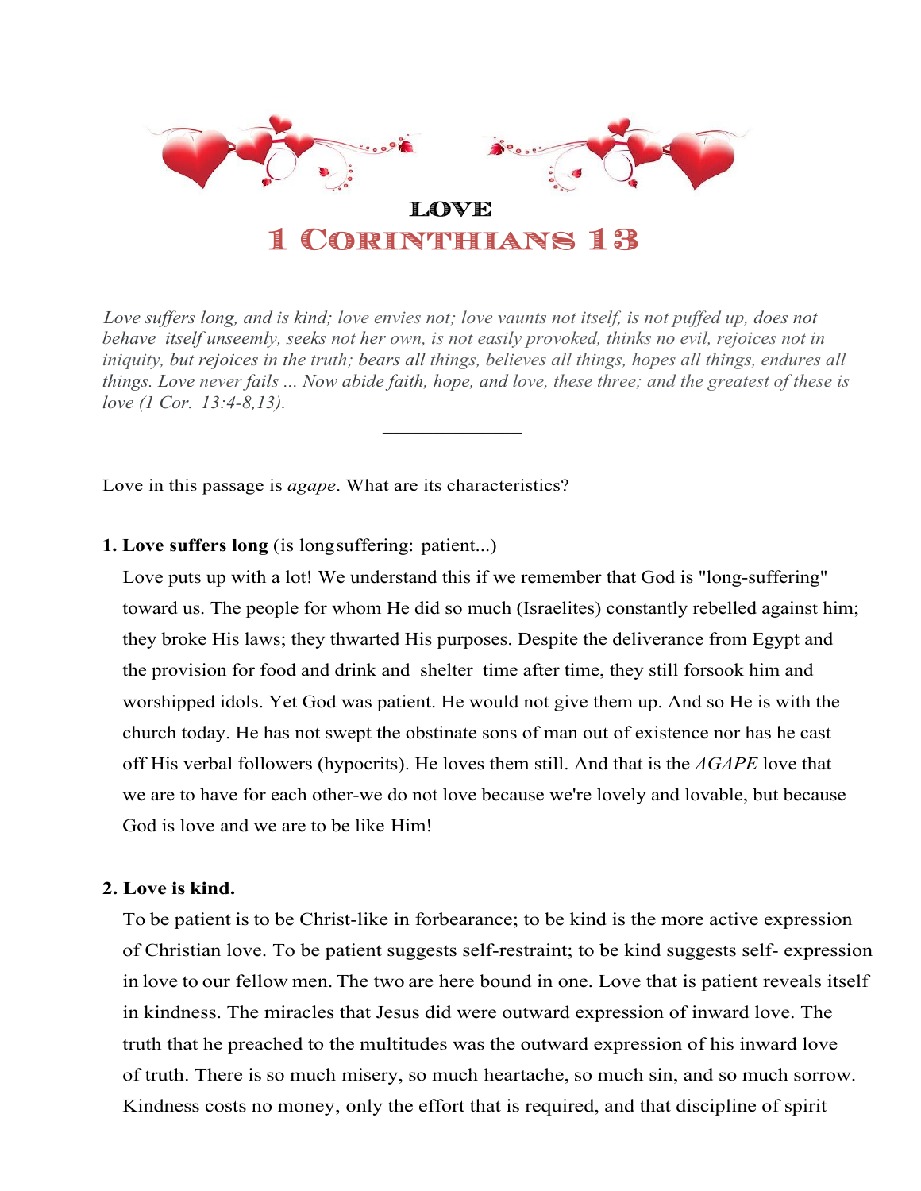# LOVE

## 1 Corinthians 13

*Love suffers long, and is kind; love envies not; love vaunts not itself, is not puffed up, does not behave itself unseemly, seeks not her own, is not easily provoked, thinks no evil, rejoices not in iniquity, but rejoices in the truth; bears all things, believes all things, hopes all things, endures all things. Love never fails ... Now abide faith, hope, and love, these three; and the greatest of these is love (1 Cor. 13:4-8,13).*

---

Love in this passage is *agape*. What are its characteristics?

**1. Love suffers long** (is longsuffering: patient...)

Love puts up with a lot! We understand this if we remember that God is "long-suffering" toward us. The people for whom He did so much (Israelites) constantly rebelled against him; they broke His laws; they thwarted His purposes. Despite the deliverance from Egypt and the provision for food and drink and shelter time after time, they still forsook him and worshipped idols. Yet God was patient. He would not give them up. And so He is with the church today. He has not swept the obstinate sons of man out of existence nor has he cast off His verbal followers (hypocrits). He loves them still. And that is the *AGAPE* love that we are to have for each other-we do not love because we're lovely and lovable, but because God is love and we are to be like Him!

**2. Love is kind.**

To be patient is to be Christ-like in forbearance; to be kind is the more active expression of Christian love. To be patient suggests self-restraint; to be kind suggests self- expression in love to our fellow men. The two are here bound in one. Love that is patient reveals itself in kindness. The miracles that Jesus did were outward expression of inward love. The truth that he preached to the multitudes was the outward expression of his inward love of truth. There is so much misery, so much heartache, so much sin, and so much sorrow. Kindness costs no money, only the effort that is required, and that discipline of spirit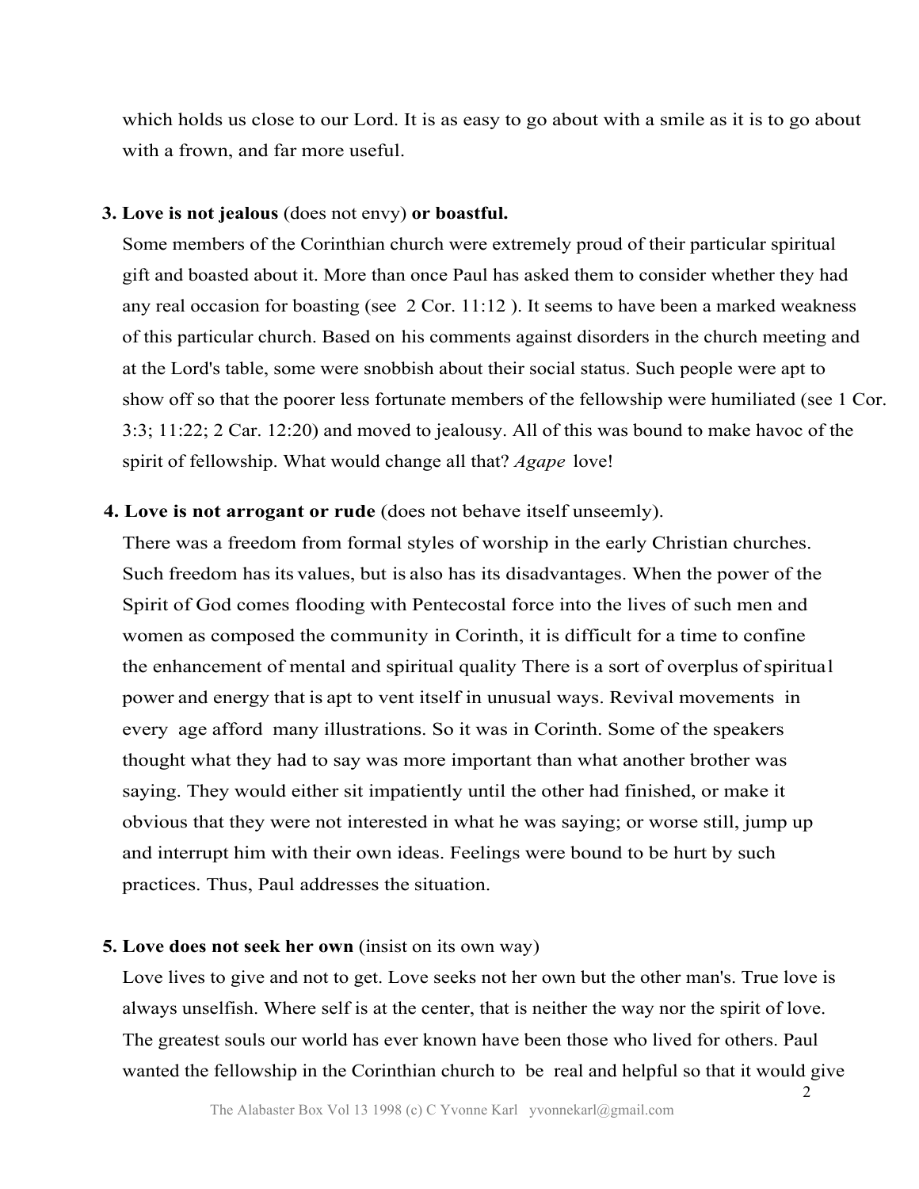which holds us close to our Lord. It is as easy to go about with a smile as it is to go about with a frown, and far more useful.

3. **Love is not jealous** (does not envy) **or boastful.**
   Some members of the Corinthian church were extremely proud of their particular spiritual gift and boasted about it. More than once Paul has asked them to consider whether they had any real occasion for boasting (see 2 Cor. 11:12 ). It seems to have been a marked weakness of this particular church. Based on his comments against disorders in the church meeting and at the Lord's table, some were snobbish about their social status. Such people were apt to show off so that the poorer less fortunate members of the fellowship were humiliated (see 1 Cor. 3:3; 11:22; 2 Car. 12:20) and moved to jealousy. All of this was bound to make havoc of the spirit of fellowship. What would change all that? *Agape* love!

4. **Love is not arrogant or rude** (does not behave itself unseemly).
   There was a freedom from formal styles of worship in the early Christian churches. Such freedom has its values, but is also has its disadvantages. When the power of the Spirit of God comes flooding with Pentecostal force into the lives of such men and women as composed the community in Corinth, it is difficult for a time to confine the enhancement of mental and spiritual quality There is a sort of overplus of spiritual power and energy that is apt to vent itself in unusual ways. Revival movements in every age afford many illustrations. So it was in Corinth. Some of the speakers thought what they had to say was more important than what another brother was saying. They would either sit impatiently until the other had finished, or make it obvious that they were not interested in what he was saying; or worse still, jump up and interrupt him with their own ideas. Feelings were bound to be hurt by such practices. Thus, Paul addresses the situation.

5. **Love does not seek her own** (insist on its own way)
   Love lives to give and not to get. Love seeks not her own but the other man's. True love is always unselfish. Where self is at the center, that is neither the way nor the spirit of love. The greatest souls our world has ever known have been those who lived for others. Paul wanted the fellowship in the Corinthian church to be real and helpful so that it would give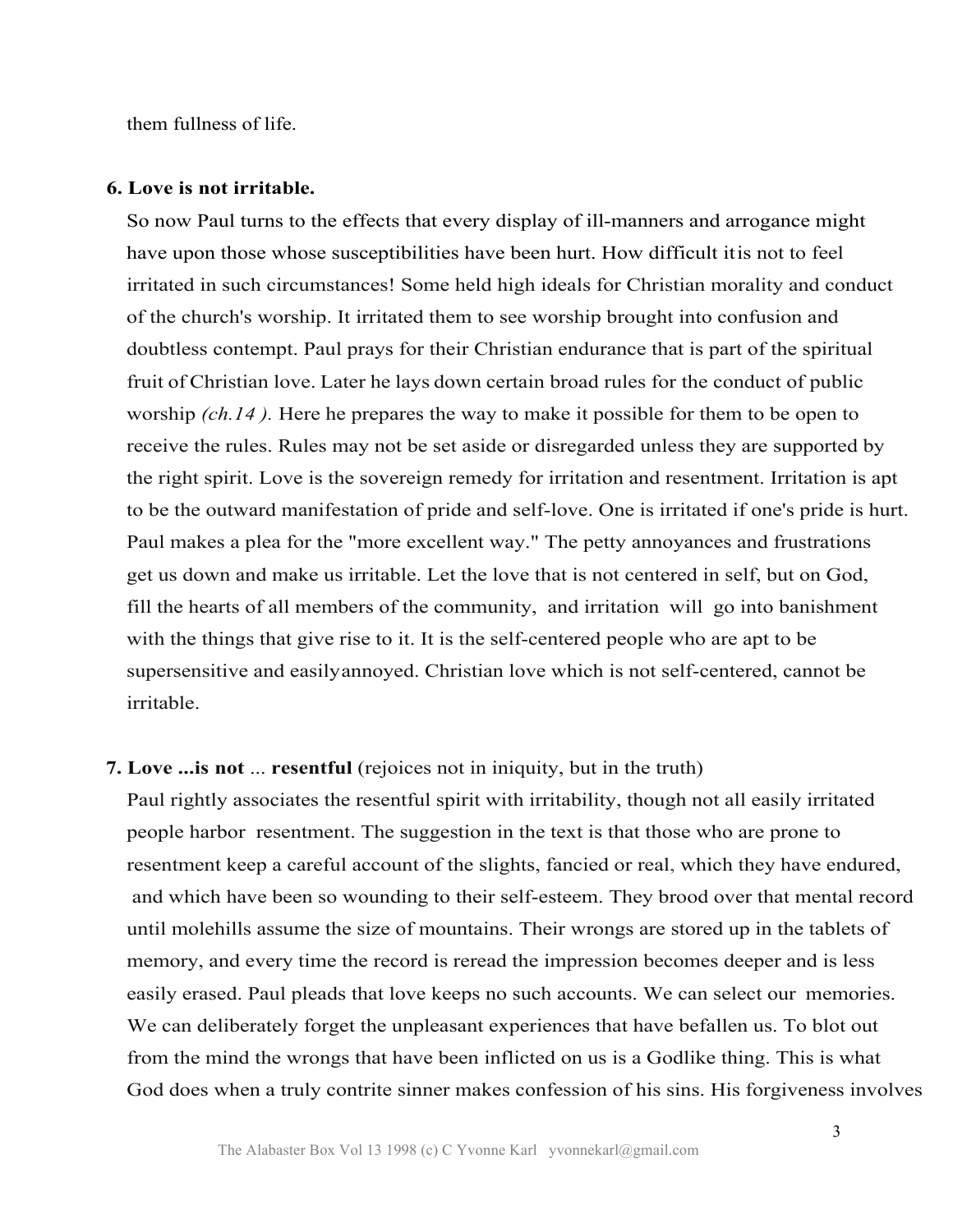them fullness of life.

**6. Love is not irritable.**

So now Paul turns to the effects that every display of ill-manners and arrogance might have upon those whose susceptibilities have been hurt. How difficult it is not to feel irritated in such circumstances! Some held high ideals for Christian morality and conduct of the church's worship. It irritated them to see worship brought into confusion and doubtless contempt. Paul prays for their Christian endurance that is part of the spiritual fruit of Christian love. Later he lays down certain broad rules for the conduct of public worship *(ch.14 ).* Here he prepares the way to make it possible for them to be open to receive the rules. Rules may not be set aside or disregarded unless they are supported by the right spirit. Love is the sovereign remedy for irritation and resentment. Irritation is apt to be the outward manifestation of pride and self-love. One is irritated if one's pride is hurt. Paul makes a plea for the "more excellent way." The petty annoyances and frustrations get us down and make us irritable. Let the love that is not centered in self, but on God, fill the hearts of all members of the community, and irritation will go into banishment with the things that give rise to it. It is the self-centered people who are apt to be supersensitive and easily annoyed. Christian love which is not self-centered, cannot be irritable.

**7. Love ...is not ... resentful** (rejoices not in iniquity, but in the truth)

Paul rightly associates the resentful spirit with irritability, though not all easily irritated people harbor resentment. The suggestion in the text is that those who are prone to resentment keep a careful account of the slights, fancied or real, which they have endured, and which have been so wounding to their self-esteem. They brood over that mental record until molehills assume the size of mountains. Their wrongs are stored up in the tablets of memory, and every time the record is reread the impression becomes deeper and is less easily erased. Paul pleads that love keeps no such accounts. We can select our memories. We can deliberately forget the unpleasant experiences that have befallen us. To blot out from the mind the wrongs that have been inflicted on us is a Godlike thing. This is what God does when a truly contrite sinner makes confession of his sins. His forgiveness involves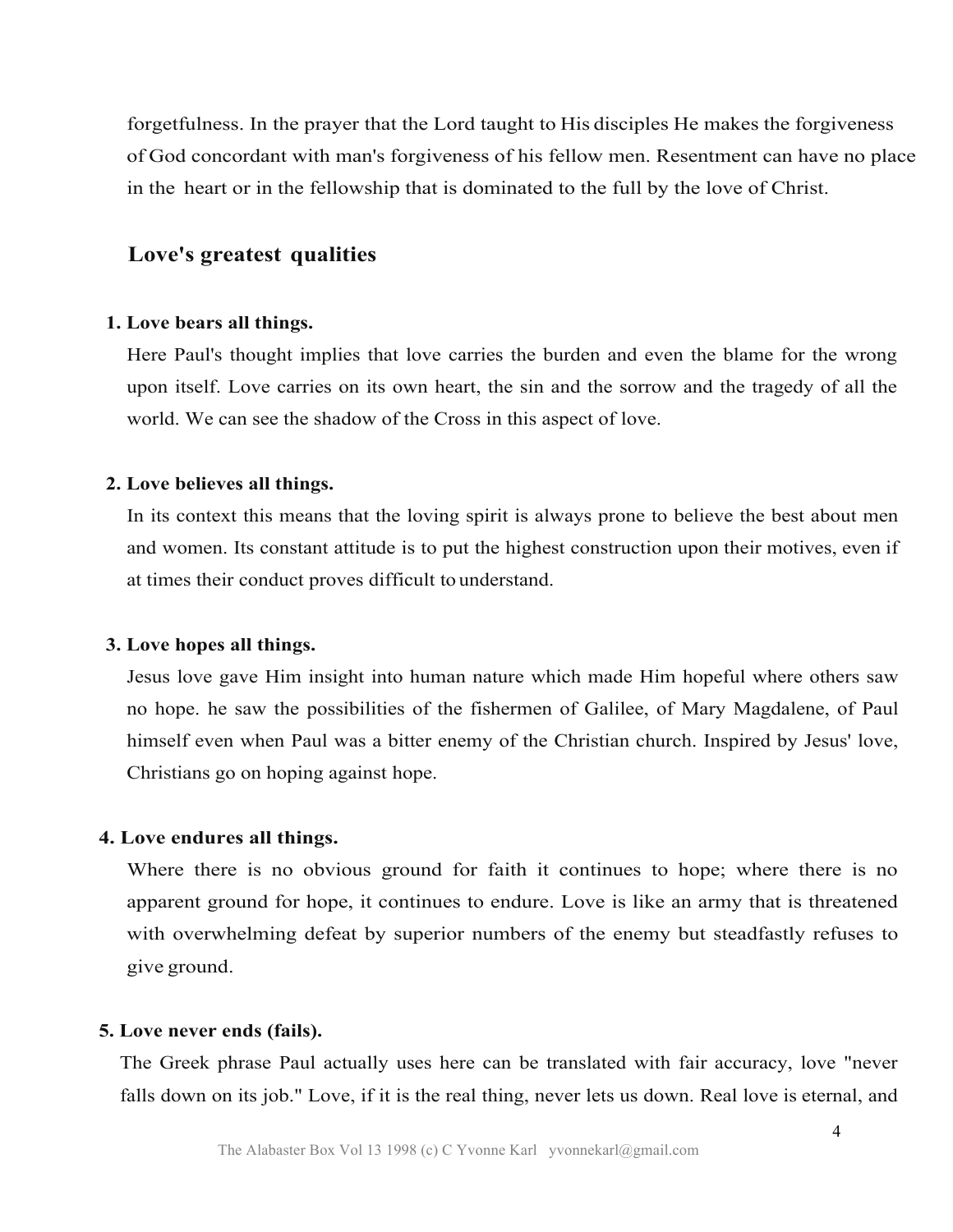forgetfulness. In the prayer that the Lord taught to His disciples He makes the forgiveness of God concordant with man's forgiveness of his fellow men. Resentment can have no place in the heart or in the fellowship that is dominated to the full by the love of Christ.

## Love's greatest qualities

**1. Love bears all things.**

Here Paul's thought implies that love carries the burden and even the blame for the wrong upon itself. Love carries on its own heart, the sin and the sorrow and the tragedy of all the world. We can see the shadow of the Cross in this aspect of love.

**2. Love believes all things.**

In its context this means that the loving spirit is always prone to believe the best about men and women. Its constant attitude is to put the highest construction upon their motives, even if at times their conduct proves difficult to understand.

**3. Love hopes all things.**

Jesus love gave Him insight into human nature which made Him hopeful where others saw no hope. he saw the possibilities of the fishermen of Galilee, of Mary Magdalene, of Paul himself even when Paul was a bitter enemy of the Christian church. Inspired by Jesus' love, Christians go on hoping against hope.

**4. Love endures all things.**

Where there is no obvious ground for faith it continues to hope; where there is no apparent ground for hope, it continues to endure. Love is like an army that is threatened with overwhelming defeat by superior numbers of the enemy but steadfastly refuses to give ground.

**5. Love never ends (fails).**

The Greek phrase Paul actually uses here can be translated with fair accuracy, love "never falls down on its job." Love, if it is the real thing, never lets us down. Real love is eternal, and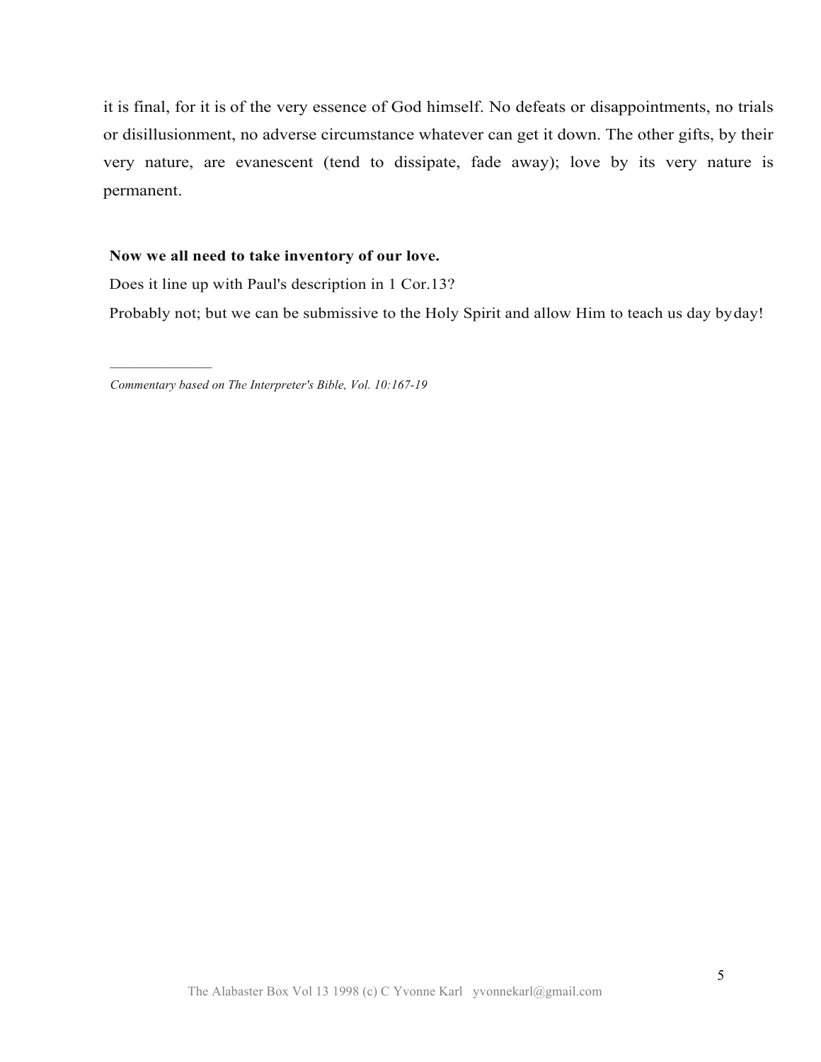it is final, for it is of the very essence of God himself. No defeats or disappointments, no trials or disillusionment, no adverse circumstance whatever can get it down. The other gifts, by their very nature, are evanescent (tend to dissipate, fade away); love by its very nature is permanent.

**Now we all need to take inventory of our love.**

Does it line up with Paul's description in 1 Cor.13?

Probably not; but we can be submissive to the Holy Spirit and allow Him to teach us day by day!

---

*Commentary based on The Interpreter's Bible, Vol. 10:167-19*